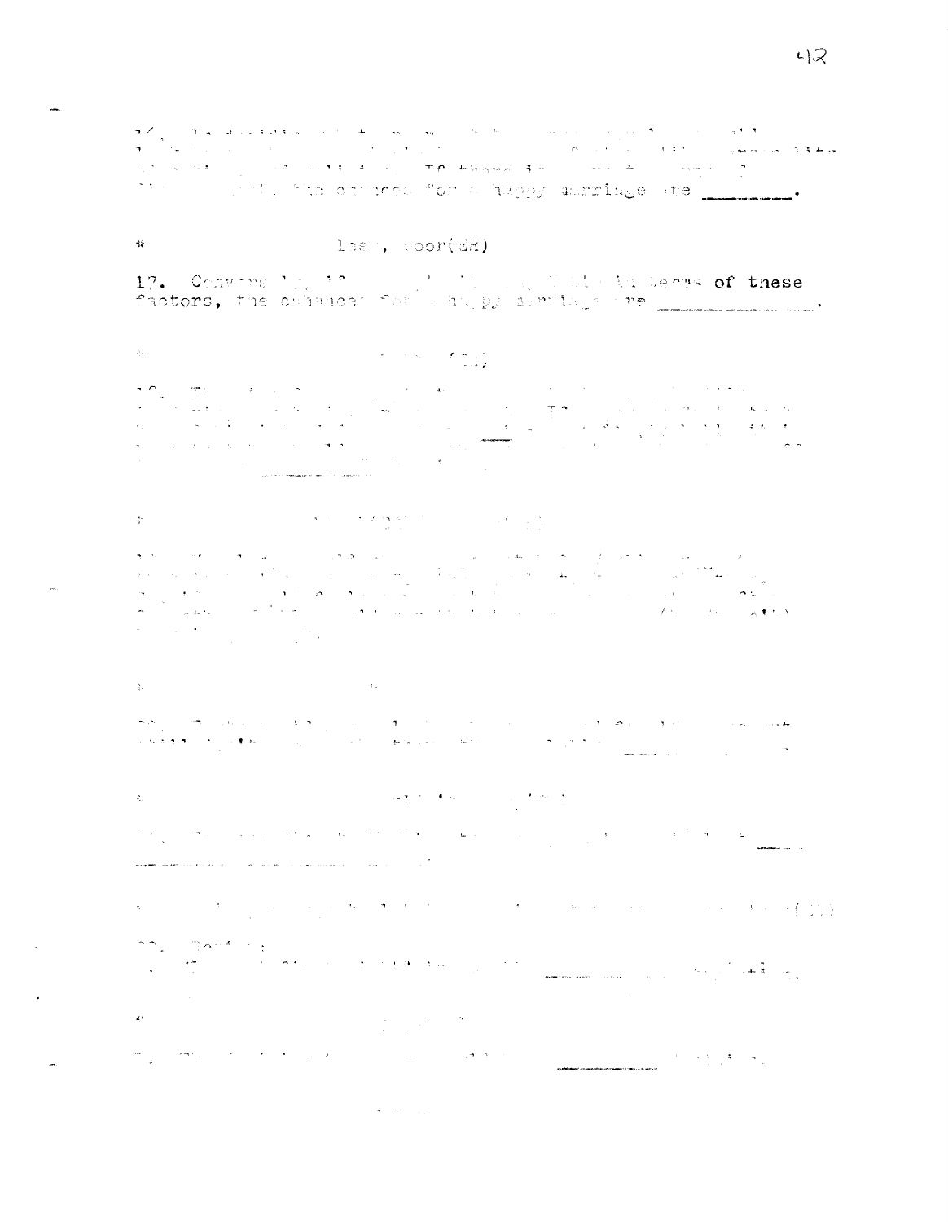16. ...the chances for a happy marriage are ________.

\* less, poor(ER)

17. Conversely, ... in terms of these factors, the chances for a happy marriage are ____________.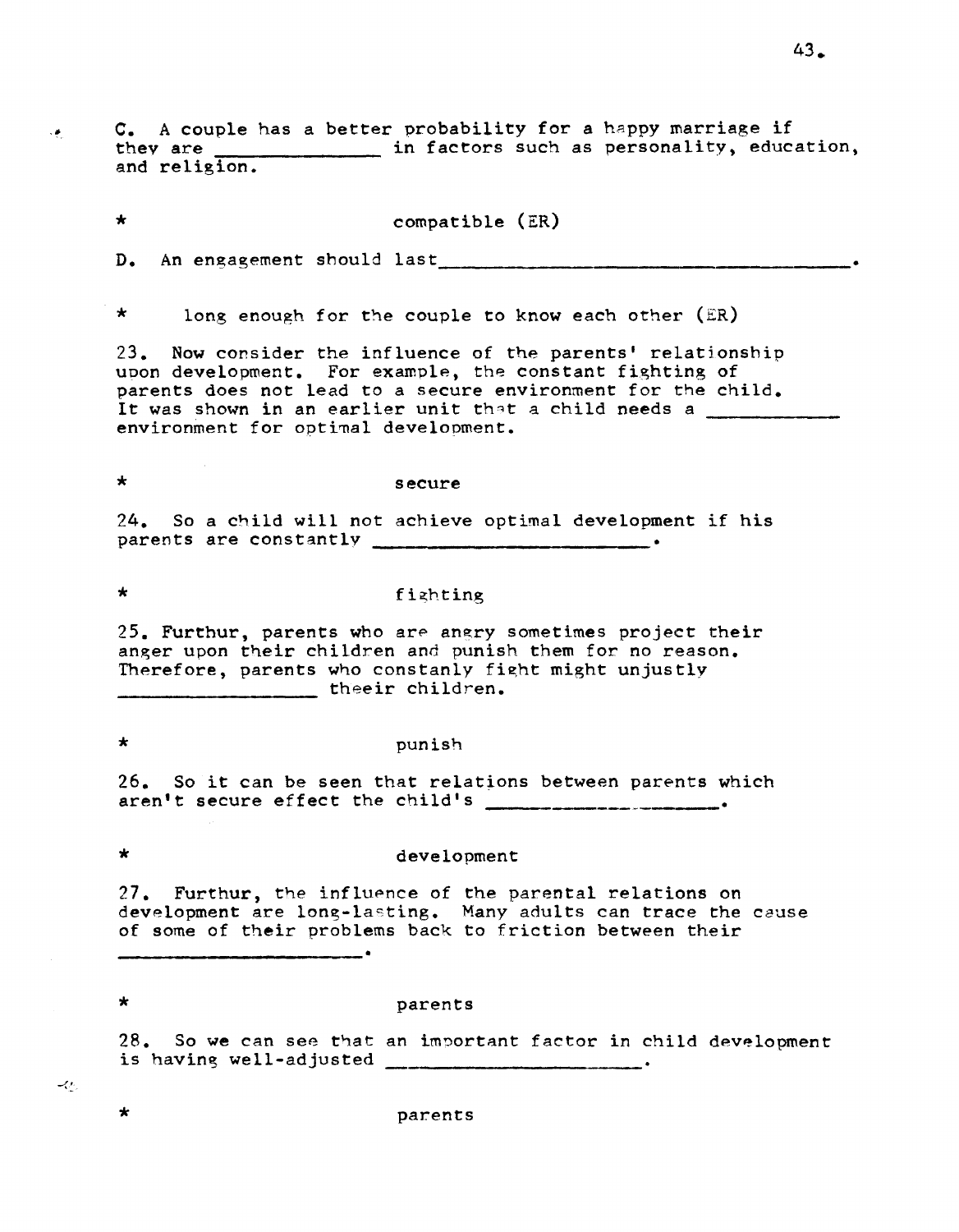C. A couple has a better probability for a happy marriage if they are ______________ in factors such as personality, education, and religion.

* compatible (ER)

D. An engagement should last ____________________________________.

* long enough for the couple to know each other (ER)

23. Now consider the influence of the parents' relationship upon development. For example, the constant fighting of parents does not lead to a secure environment for the child. It was shown in an earlier unit that a child needs a ____________ environment for optimal development.

* secure

24. So a child will not achieve optimal development if his parents are constantly ________________________.

* fighting

25. Furthur, parents who are angry sometimes project their anger upon their children and punish them for no reason. Therefore, parents who constanly fight might unjustly ________________ theeir children.

* punish

26. So it can be seen that relations between parents which aren't secure effect the child's ____________________.

* development

27. Furthur, the influence of the parental relations on development are long-lasting. Many adults can trace the cause of some of their problems back to friction between their ______________________.

* parents

28. So we can see that an important factor in child development is having well-adjusted ______________________.

* parents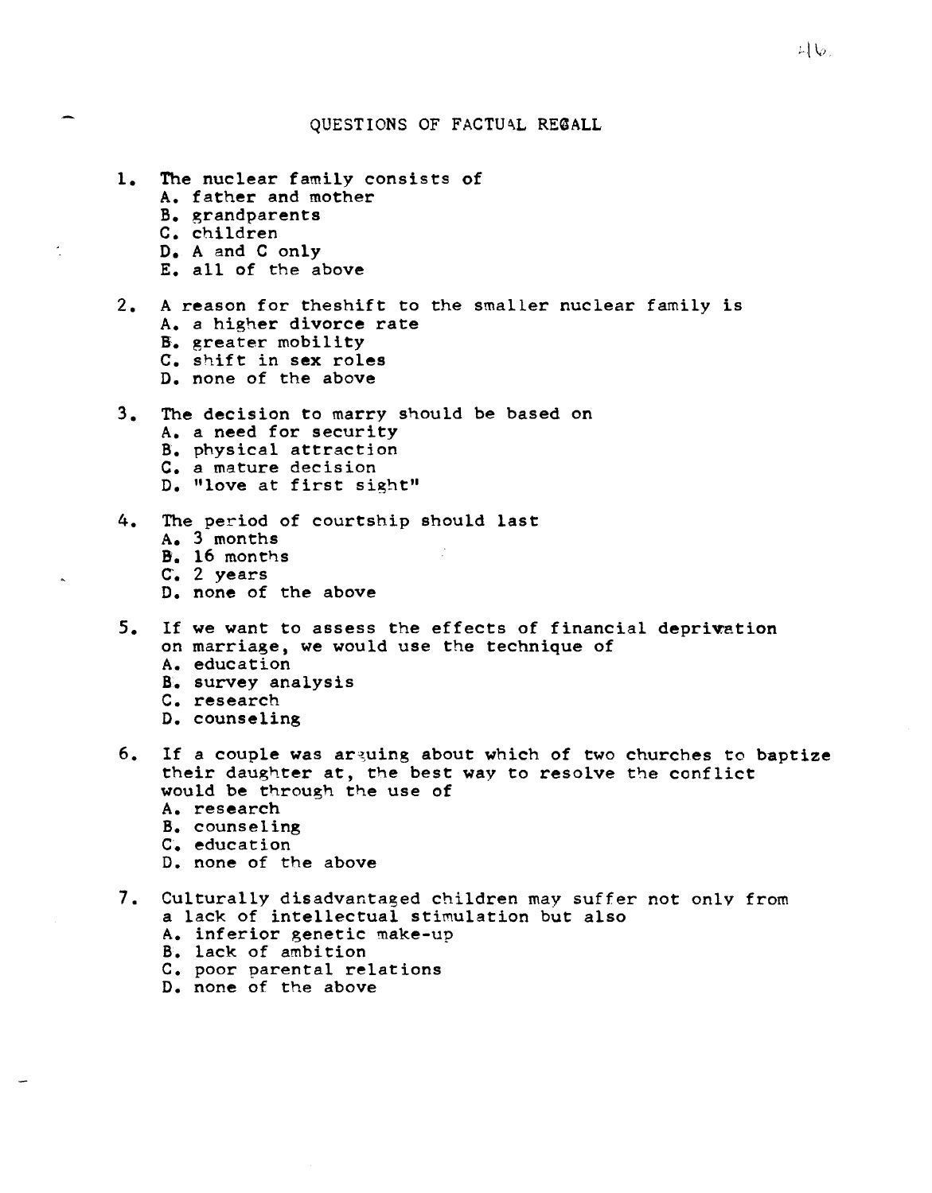## QUESTIONS OF FACTUAL RECALL

1. The nuclear family consists of
   A. father and mother
   B. grandparents
   C. children
   D. A and C only
   E. all of the above

2. A reason for theshift to the smaller nuclear family is
   A. a higher divorce rate
   B. greater mobility
   C. shift in sex roles
   D. none of the above

3. The decision to marry should be based on
   A. a need for security
   B. physical attraction
   C. a mature decision
   D. "love at first sight"

4. The period of courtship should last
   A. 3 months
   B. 16 months
   C. 2 years
   D. none of the above

5. If we want to assess the effects of financial deprivation on marriage, we would use the technique of
   A. education
   B. survey analysis
   C. research
   D. counseling

6. If a couple was arguing about which of two churches to baptize their daughter at, the best way to resolve the conflict would be through the use of
   A. research
   B. counseling
   C. education
   D. none of the above

7. Culturally disadvantaged children may suffer not only from a lack of intellectual stimulation but also
   A. inferior genetic make-up
   B. lack of ambition
   C. poor parental relations
   D. none of the above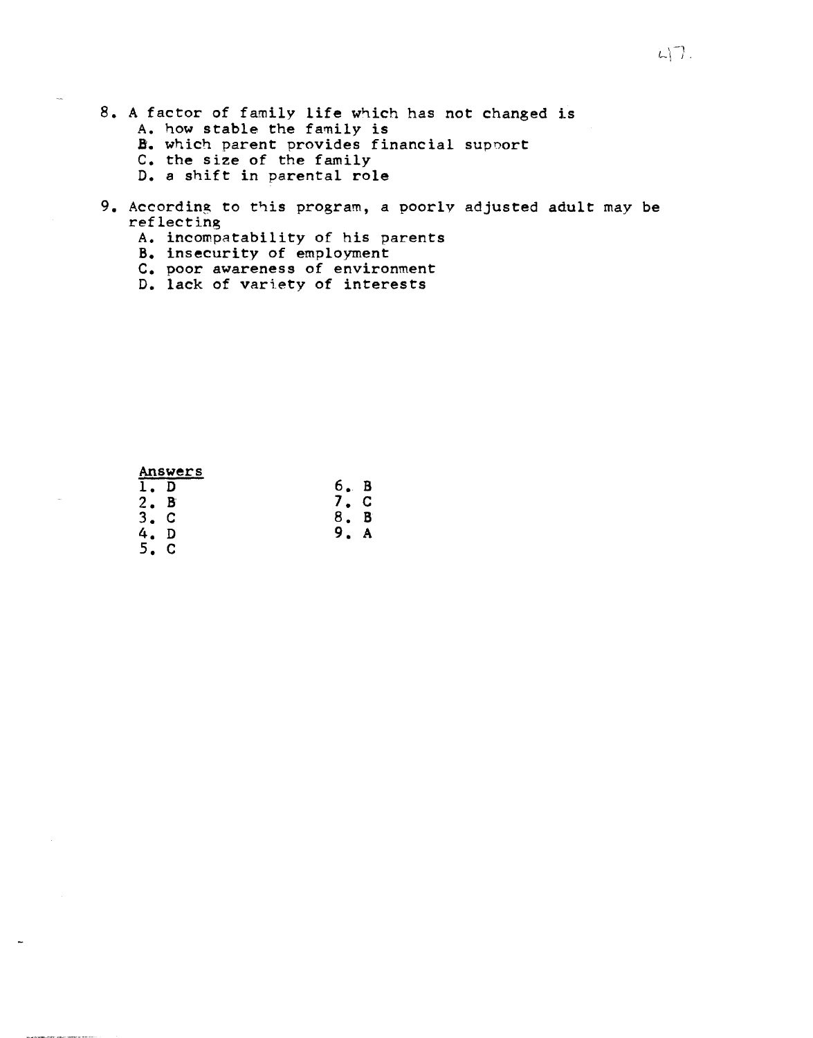8. A factor of family life which has not changed is
   A. how stable the family is
   B. which parent provides financial support
   C. the size of the family
   D. a shift in parental role

9. According to this program, a poorly adjusted adult may be reflecting
   A. incompatability of his parents
   B. insecurity of employment
   C. poor awareness of environment
   D. lack of variety of interests

<u>Answers</u>

1. D
2. B
3. C
4. D
5. C
6. B
7. C
8. B
9. A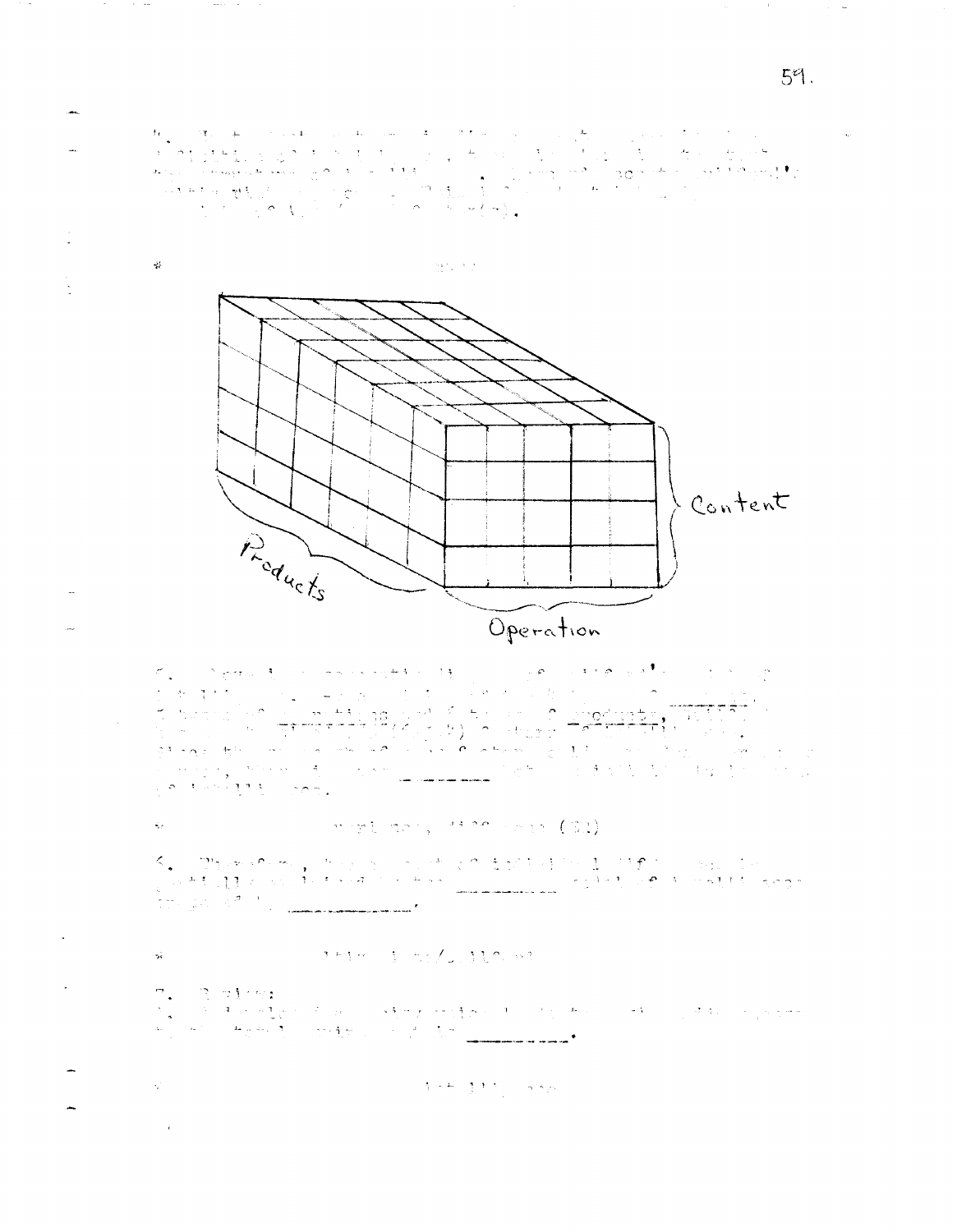Content

Products

Operation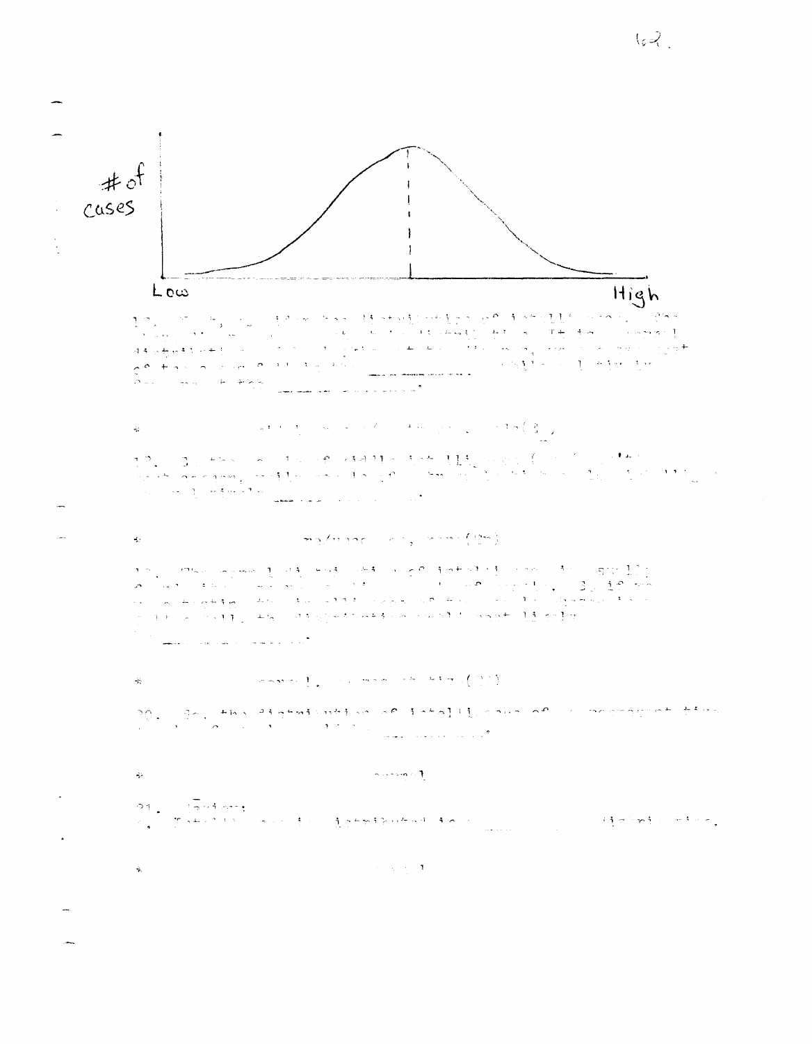# of cases

Low High

17. ... the distribution of intelligence ... normal distribution ... percent of the ... ____ ... ____.

18. ... of middle intelligence ... most persons, ... ____.

19. The normal ... of intelligence ... equally ... If ... the distribution would most likely ____.

\* normal, ...

20. So, the distribution of intelligence of a ... ____.

\* normal

21. Review:
Intelligence is distributed in a ____ distribution.

\* normal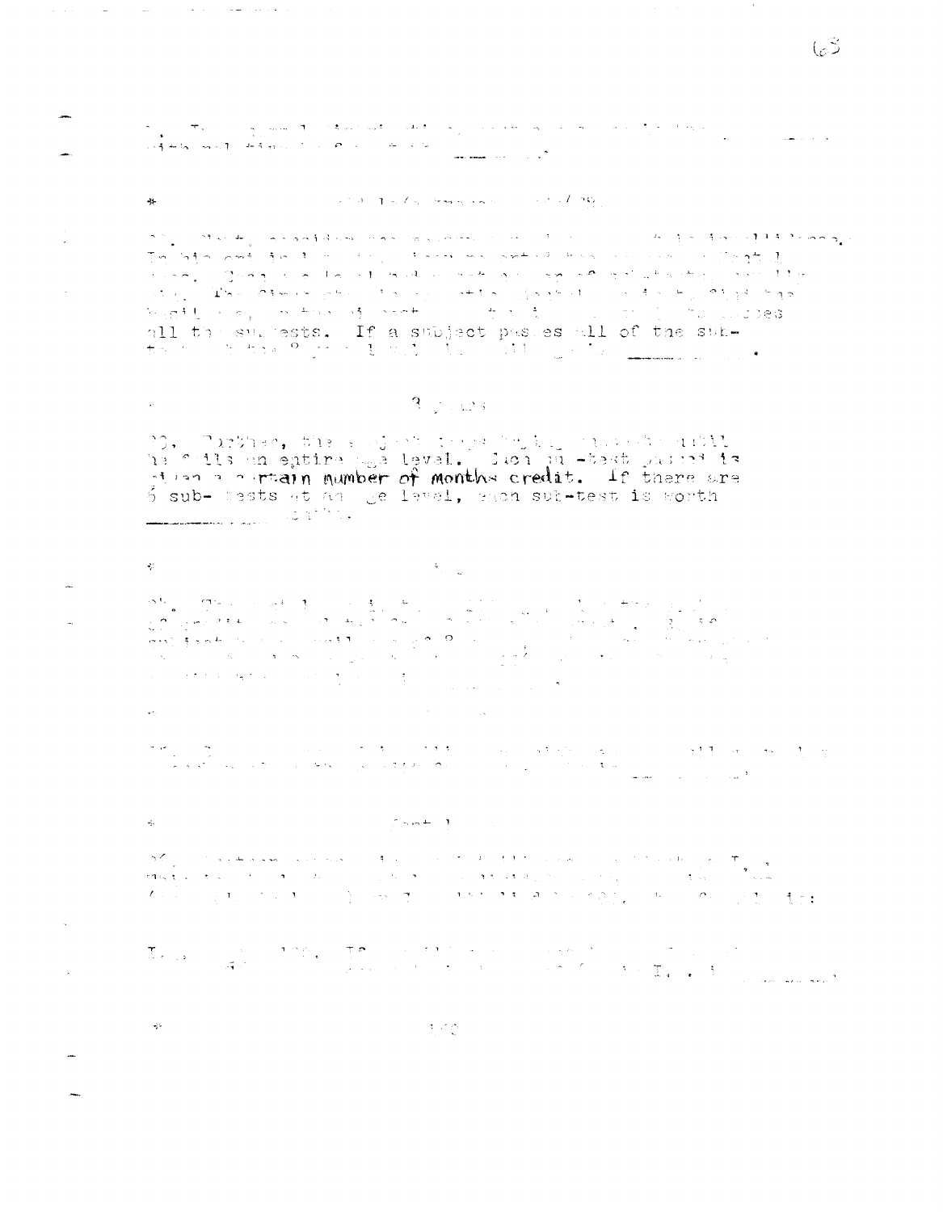all the sub-tests. If a subject passes all of the sub-

3 years

Further, the subject keeps going until he fails an entire age level. Each sub-test passed is given a certain number of months credit. If there are 6 sub-tests at an age level, each sub-test is worth

I.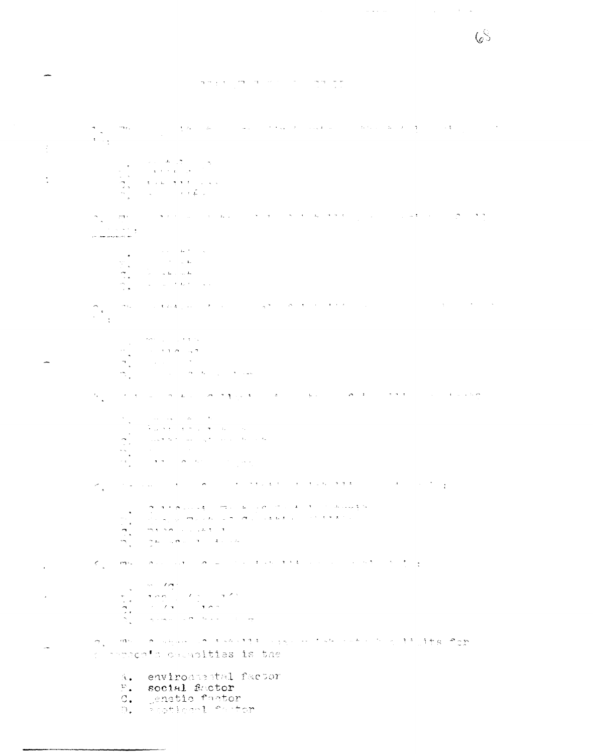7. The ... limits for a person's capacities is the

A. environmental factor
B. social factor
C. genetic factor
D. emotional factor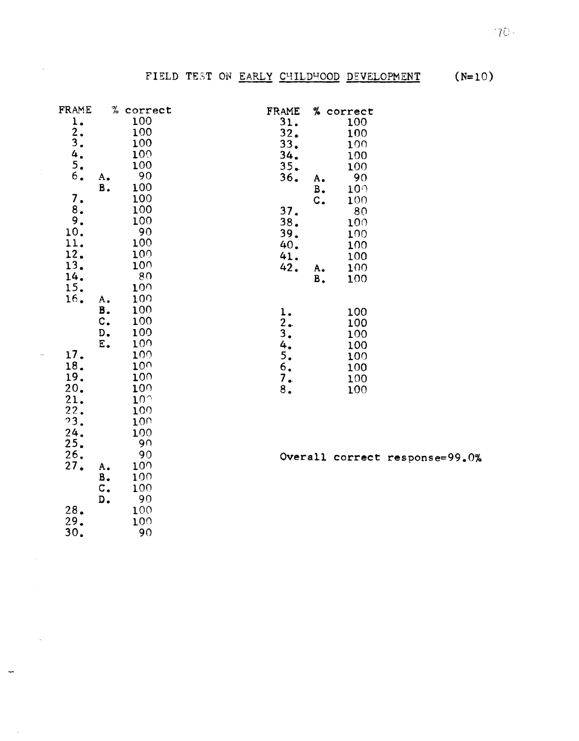# FIELD TEST ON EARLY CHILDHOOD DEVELOPMENT (N=10)

| FRAME | | % correct |
|---|---|---|
| 1. | | 100 |
| 2. | | 100 |
| 3. | | 100 |
| 4. | | 100 |
| 5. | | 100 |
| 6. | A. | 90 |
| | B. | 100 |
| 7. | | 100 |
| 8. | | 100 |
| 9. | | 100 |
| 10. | | 90 |
| 11. | | 100 |
| 12. | | 100 |
| 13. | | 100 |
| 14. | | 80 |
| 15. | | 100 |
| 16. | A. | 100 |
| | B. | 100 |
| | C. | 100 |
| | D. | 100 |
| | E. | 100 |
| 17. | | 100 |
| 18. | | 100 |
| 19. | | 100 |
| 20. | | 100 |
| 21. | | 100 |
| 22. | | 100 |
| 23. | | 100 |
| 24. | | 100 |
| 25. | | 90 |
| 26. | | 90 |
| 27. | A. | 100 |
| | B. | 100 |
| | C. | 100 |
| | D. | 90 |
| 28. | | 100 |
| 29. | | 100 |
| 30. | | 90 |
| 31. | | 100 |
| 32. | | 100 |
| 33. | | 100 |
| 34. | | 100 |
| 35. | | 100 |
| 36. | A. | 90 |
| | B. | 100 |
| | C. | 100 |
| 37. | | 80 |
| 38. | | 100 |
| 39. | | 100 |
| 40. | | 100 |
| 41. | | 100 |
| 42. | A. | 100 |
| | B. | 100 |

| | % correct |
|---|---|
| 1. | 100 |
| 2. | 100 |
| 3. | 100 |
| 4. | 100 |
| 5. | 100 |
| 6. | 100 |
| 7. | 100 |
| 8. | 100 |

Overall correct response=99.0%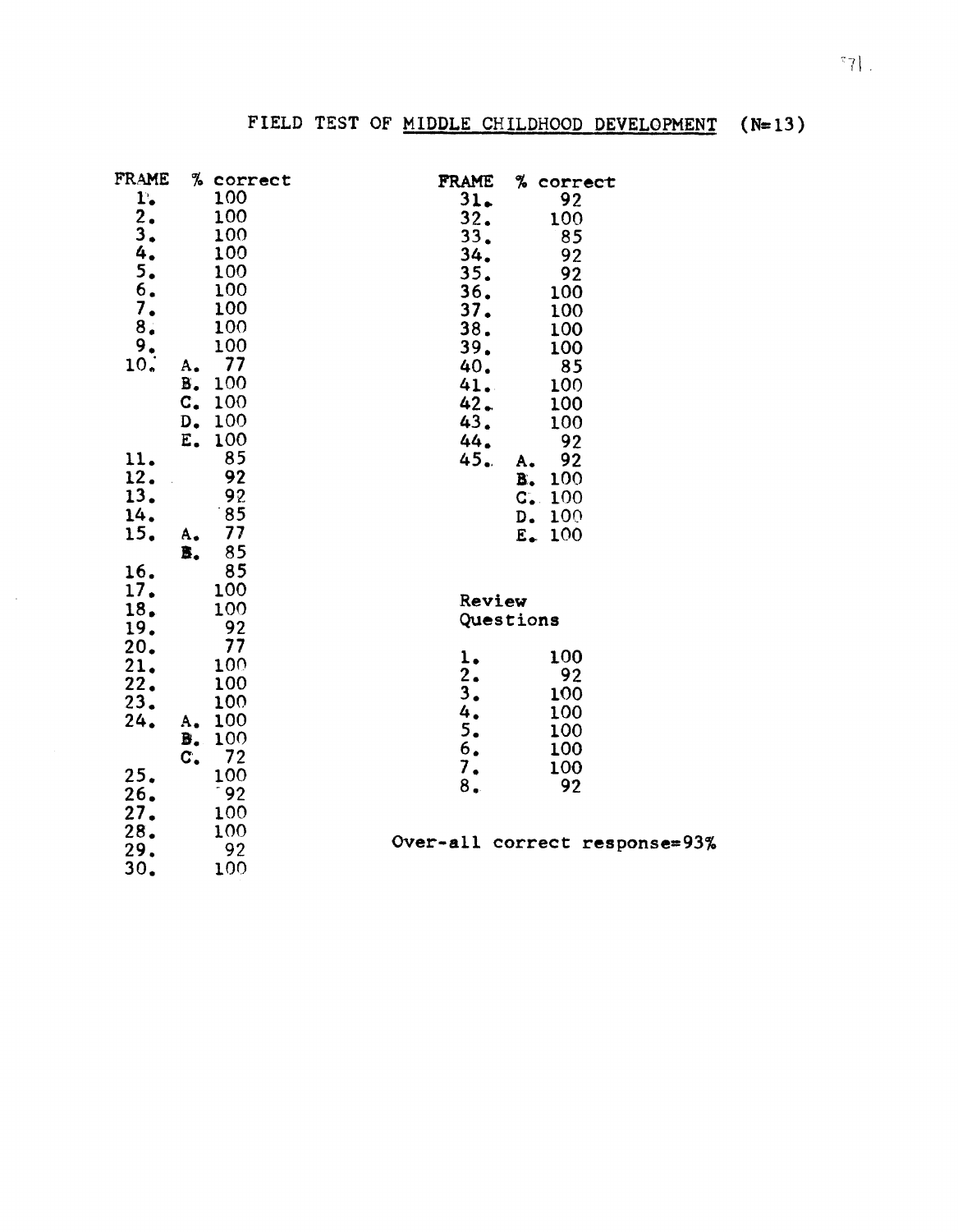# FIELD TEST OF MIDDLE CHILDHOOD DEVELOPMENT (N=13)

| FRAME | % correct |
|---|---|
| 1. | 100 |
| 2. | 100 |
| 3. | 100 |
| 4. | 100 |
| 5. | 100 |
| 6. | 100 |
| 7. | 100 |
| 8. | 100 |
| 9. | 100 |
| 10. A. | 77 |
| B. | 100 |
| C. | 100 |
| D. | 100 |
| E. | 100 |
| 11. | 85 |
| 12. | 92 |
| 13. | 92 |
| 14. | 85 |
| 15. A. | 77 |
| B. | 85 |
| 16. | 85 |
| 17. | 100 |
| 18. | 100 |
| 19. | 92 |
| 20. | 77 |
| 21. | 100 |
| 22. | 100 |
| 23. | 100 |
| 24. A. | 100 |
| B. | 100 |
| C. | 72 |
| 25. | 100 |
| 26. | 92 |
| 27. | 100 |
| 28. | 100 |
| 29. | 92 |
| 30. | 100 |

| FRAME | % correct |
|---|---|
| 31. | 92 |
| 32. | 100 |
| 33. | 85 |
| 34. | 92 |
| 35. | 92 |
| 36. | 100 |
| 37. | 100 |
| 38. | 100 |
| 39. | 100 |
| 40. | 85 |
| 41. | 100 |
| 42. | 100 |
| 43. | 100 |
| 44. | 92 |
| 45. A. | 92 |
| B. | 100 |
| C. | 100 |
| D. | 100 |
| E. | 100 |

Review Questions

| | |
|---|---|
| 1. | 100 |
| 2. | 92 |
| 3. | 100 |
| 4. | 100 |
| 5. | 100 |
| 6. | 100 |
| 7. | 100 |
| 8. | 92 |

Over-all correct response=93%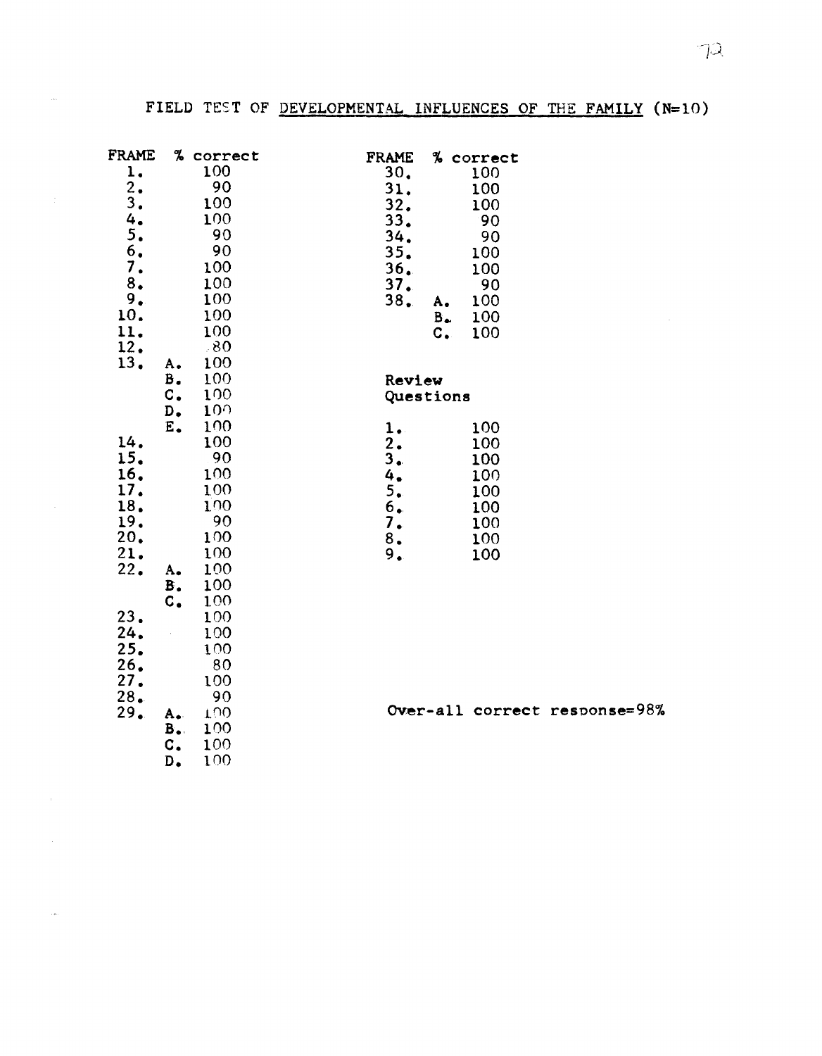FIELD TEST OF <u>DEVELOPMENTAL INFLUENCES OF THE FAMILY</u> (N=10)

| FRAME | | % correct |
|---|---|---|
| 1. | | 100 |
| 2. | | 90 |
| 3. | | 100 |
| 4. | | 100 |
| 5. | | 90 |
| 6. | | 90 |
| 7. | | 100 |
| 8. | | 100 |
| 9. | | 100 |
| 10. | | 100 |
| 11. | | 100 |
| 12. | | 80 |
| 13. | A. | 100 |
| | B. | 100 |
| | C. | 100 |
| | D. | 100 |
| | E. | 100 |
| 14. | | 100 |
| 15. | | 90 |
| 16. | | 100 |
| 17. | | 100 |
| 18. | | 100 |
| 19. | | 90 |
| 20. | | 100 |
| 21. | | 100 |
| 22. | A. | 100 |
| | B. | 100 |
| | C. | 100 |
| 23. | | 100 |
| 24. | | 100 |
| 25. | | 100 |
| 26. | | 80 |
| 27. | | 100 |
| 28. | | 90 |
| 29. | A. | 100 |
| | B. | 100 |
| | C. | 100 |
| | D. | 100 |
| 30. | | 100 |
| 31. | | 100 |
| 32. | | 100 |
| 33. | | 90 |
| 34. | | 90 |
| 35. | | 100 |
| 36. | | 100 |
| 37. | | 90 |
| 38. | A. | 100 |
| | B. | 100 |
| | C. | 100 |

**Review Questions**

| | % correct |
|---|---|
| 1. | 100 |
| 2. | 100 |
| 3. | 100 |
| 4. | 100 |
| 5. | 100 |
| 6. | 100 |
| 7. | 100 |
| 8. | 100 |
| 9. | 100 |

Over-all correct response=98%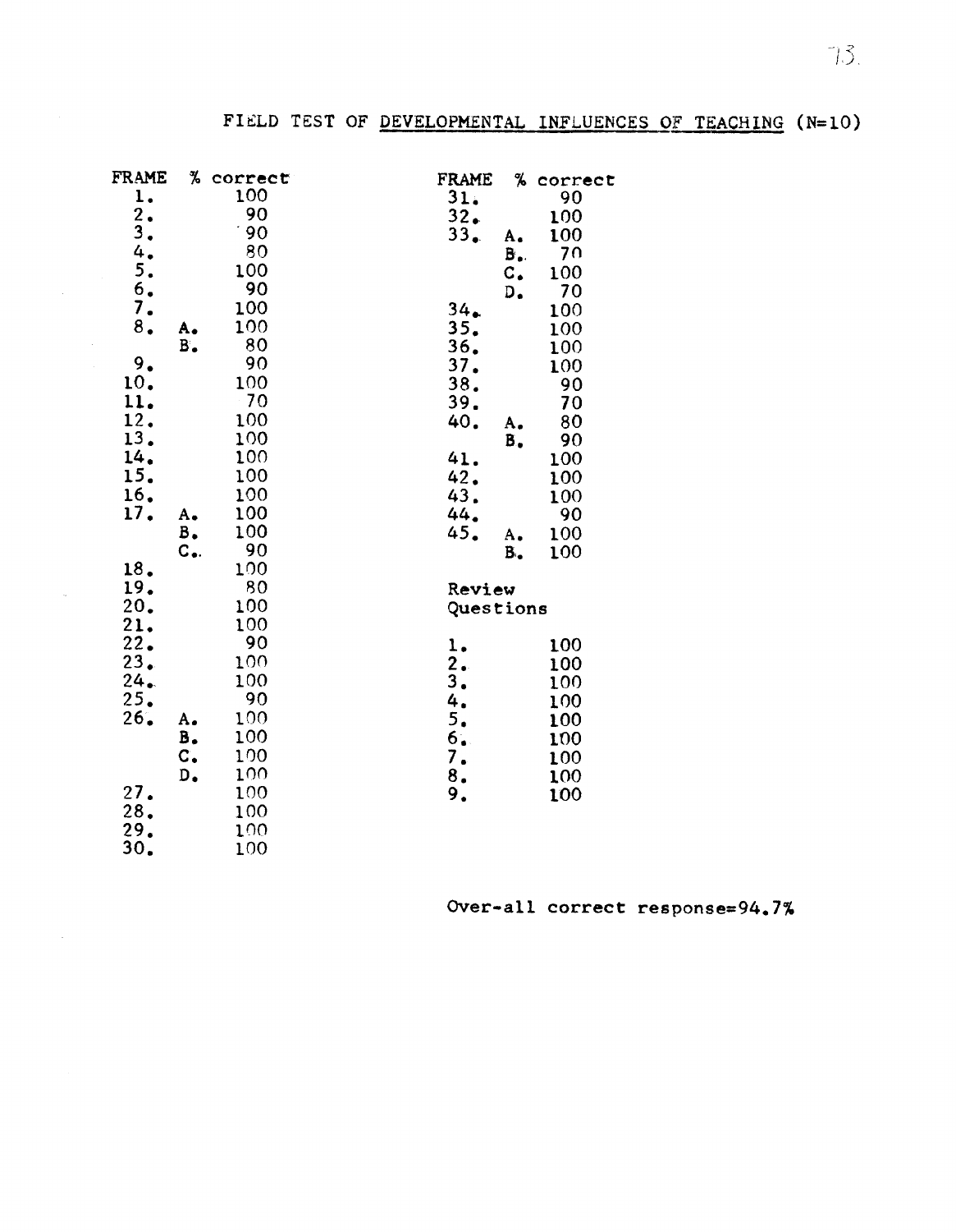## FIELD TEST OF DEVELOPMENTAL INFLUENCES OF TEACHING (N=10)

| FRAME | | % correct |
|---|---|---|
| 1. | | 100 |
| 2. | | 90 |
| 3. | | 90 |
| 4. | | 80 |
| 5. | | 100 |
| 6. | | 90 |
| 7. | | 100 |
| 8. | A. | 100 |
| | B. | 80 |
| 9. | | 90 |
| 10. | | 100 |
| 11. | | 70 |
| 12. | | 100 |
| 13. | | 100 |
| 14. | | 100 |
| 15. | | 100 |
| 16. | | 100 |
| 17. | A. | 100 |
| | B. | 100 |
| | C. | 90 |
| 18. | | 100 |
| 19. | | 80 |
| 20. | | 100 |
| 21. | | 100 |
| 22. | | 90 |
| 23. | | 100 |
| 24. | | 100 |
| 25. | | 90 |
| 26. | A. | 100 |
| | B. | 100 |
| | C. | 100 |
| | D. | 100 |
| 27. | | 100 |
| 28. | | 100 |
| 29. | | 100 |
| 30. | | 100 |

| FRAME | | % correct |
|---|---|---|
| 31. | | 90 |
| 32. | | 100 |
| 33. | A. | 100 |
| | B. | 70 |
| | C. | 100 |
| | D. | 70 |
| 34. | | 100 |
| 35. | | 100 |
| 36. | | 100 |
| 37. | | 100 |
| 38. | | 90 |
| 39. | | 70 |
| 40. | A. | 80 |
| | B. | 90 |
| 41. | | 100 |
| 42. | | 100 |
| 43. | | 100 |
| 44. | | 90 |
| 45. | A. | 100 |
| | B. | 100 |

Review Questions

| | % correct |
|---|---|
| 1. | 100 |
| 2. | 100 |
| 3. | 100 |
| 4. | 100 |
| 5. | 100 |
| 6. | 100 |
| 7. | 100 |
| 8. | 100 |
| 9. | 100 |

Over-all correct response=94.7%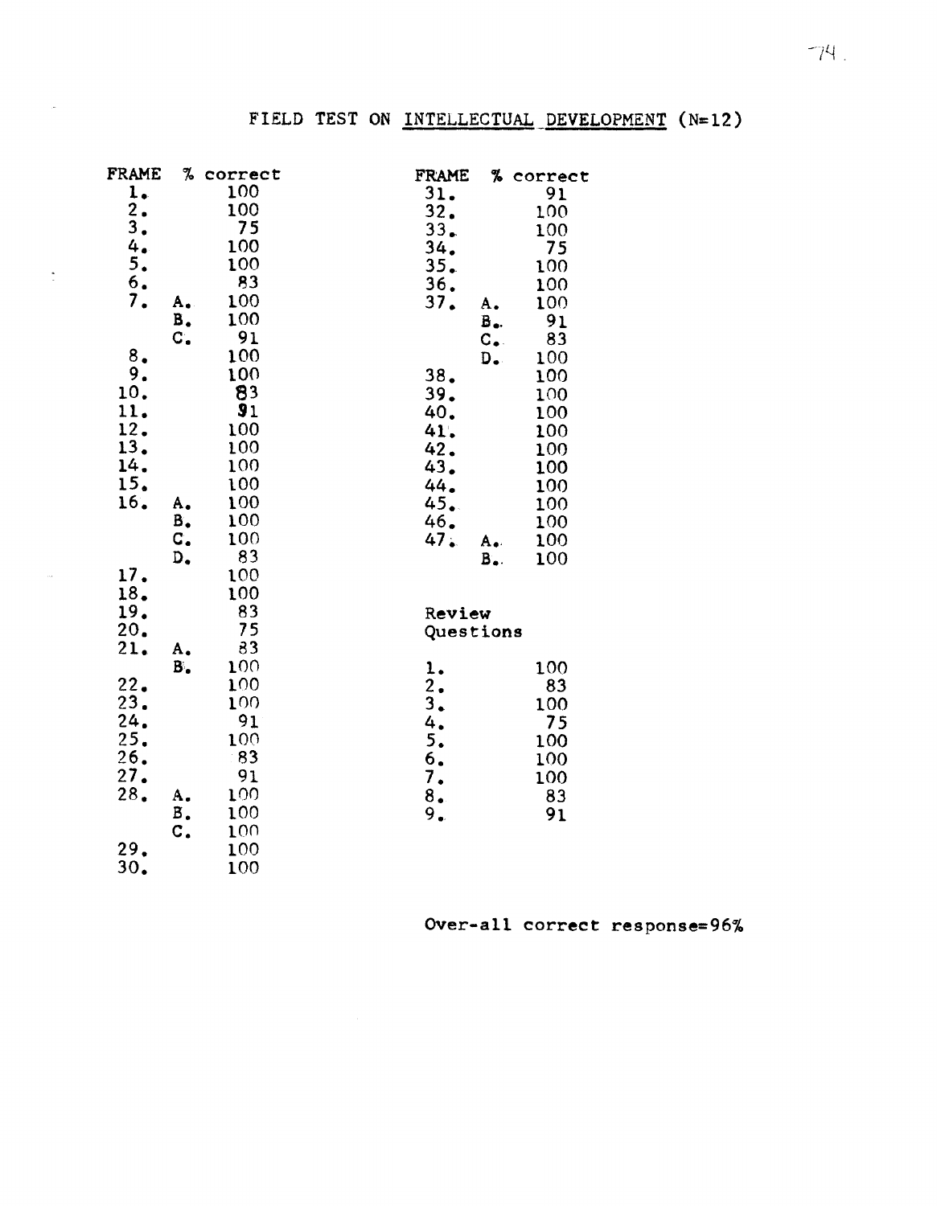# FIELD TEST ON INTELLECTUAL DEVELOPMENT (N=12)

| FRAME | | % correct |
|---|---|---|
| 1. | | 100 |
| 2. | | 100 |
| 3. | | 75 |
| 4. | | 100 |
| 5. | | 100 |
| 6. | | 83 |
| 7. | A. | 100 |
| | B. | 100 |
| | C. | 91 |
| 8. | | 100 |
| 9. | | 100 |
| 10. | | 83 |
| 11. | | 91 |
| 12. | | 100 |
| 13. | | 100 |
| 14. | | 100 |
| 15. | | 100 |
| 16. | A. | 100 |
| | B. | 100 |
| | C. | 100 |
| | D. | 83 |
| 17. | | 100 |
| 18. | | 100 |
| 19. | | 83 |
| 20. | | 75 |
| 21. | A. | 83 |
| | B. | 100 |
| 22. | | 100 |
| 23. | | 100 |
| 24. | | 91 |
| 25. | | 100 |
| 26. | | 83 |
| 27. | | 91 |
| 28. | A. | 100 |
| | B. | 100 |
| | C. | 100 |
| 29. | | 100 |
| 30. | | 100 |

| FRAME | | % correct |
|---|---|---|
| 31. | | 91 |
| 32. | | 100 |
| 33. | | 100 |
| 34. | | 75 |
| 35. | | 100 |
| 36. | | 100 |
| 37. | A. | 100 |
| | B. | 91 |
| | C. | 83 |
| | D. | 100 |
| 38. | | 100 |
| 39. | | 100 |
| 40. | | 100 |
| 41. | | 100 |
| 42. | | 100 |
| 43. | | 100 |
| 44. | | 100 |
| 45. | | 100 |
| 46. | | 100 |
| 47. | A. | 100 |
| | B. | 100 |

Review Questions

| | % correct |
|---|---|
| 1. | 100 |
| 2. | 83 |
| 3. | 100 |
| 4. | 75 |
| 5. | 100 |
| 6. | 100 |
| 7. | 100 |
| 8. | 83 |
| 9. | 91 |

Over-all correct response=96%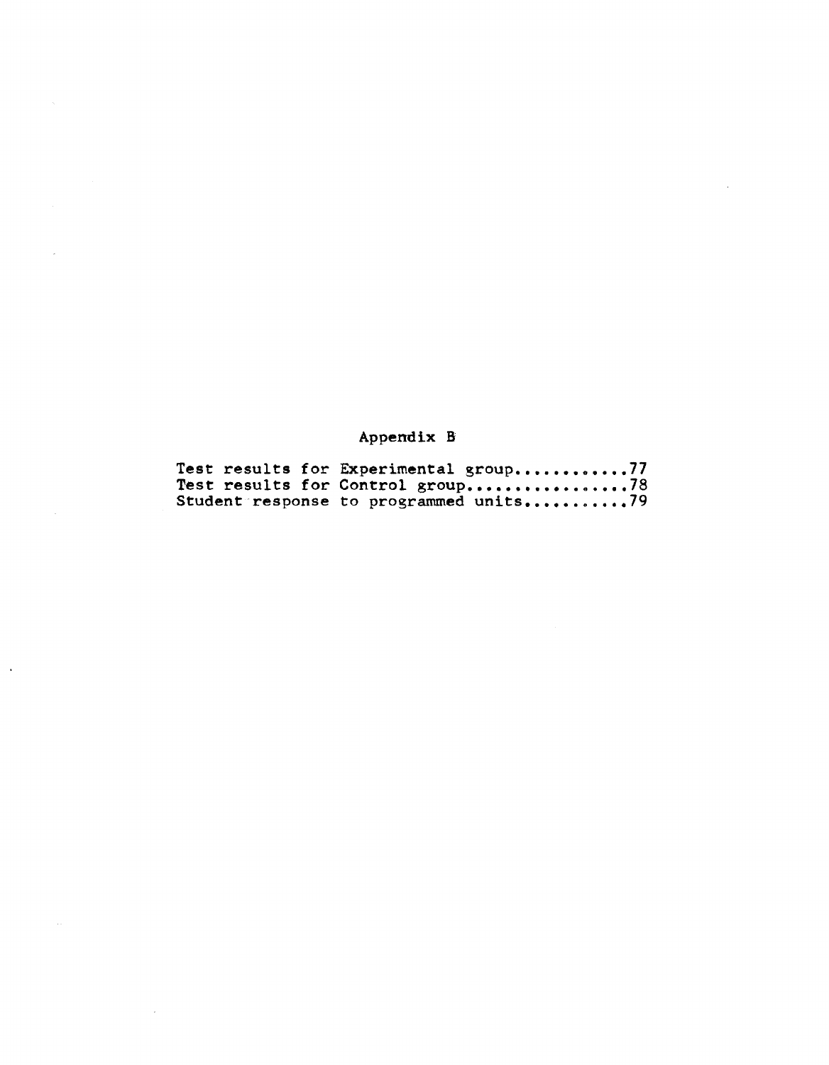# Appendix B

Test results for Experimental group............77
Test results for Control group.................78
Student response to programmed units...........79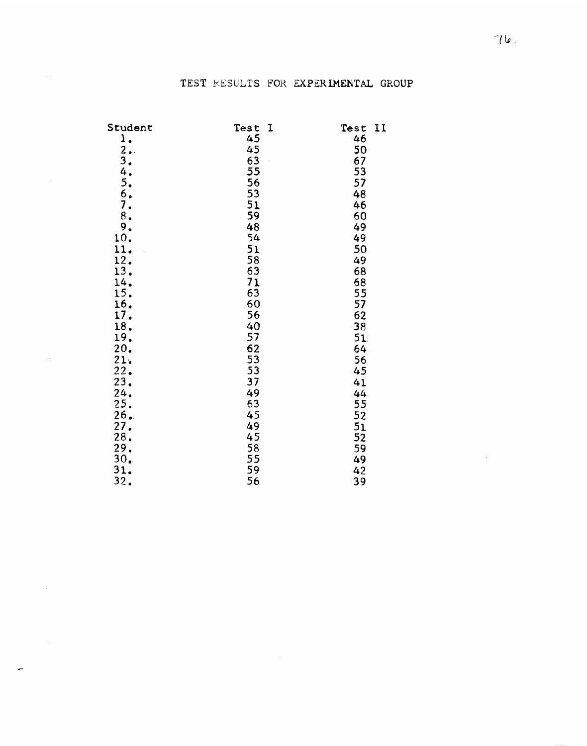# TEST RESULTS FOR EXPERIMENTAL GROUP

| Student | Test I | Test II |
|---|---|---|
| 1. | 45 | 46 |
| 2. | 45 | 50 |
| 3. | 63 | 67 |
| 4. | 55 | 53 |
| 5. | 56 | 57 |
| 6. | 53 | 48 |
| 7. | 51 | 46 |
| 8. | 59 | 60 |
| 9. | 48 | 49 |
| 10. | 54 | 49 |
| 11. | 51 | 50 |
| 12. | 58 | 49 |
| 13. | 63 | 68 |
| 14. | 71 | 68 |
| 15. | 63 | 55 |
| 16. | 60 | 57 |
| 17. | 56 | 62 |
| 18. | 40 | 38 |
| 19. | 57 | 51 |
| 20. | 62 | 64 |
| 21. | 53 | 56 |
| 22. | 53 | 45 |
| 23. | 37 | 41 |
| 24. | 49 | 44 |
| 25. | 63 | 55 |
| 26. | 45 | 52 |
| 27. | 49 | 51 |
| 28. | 45 | 52 |
| 29. | 58 | 59 |
| 30. | 55 | 49 |
| 31. | 59 | 42 |
| 32. | 56 | 39 |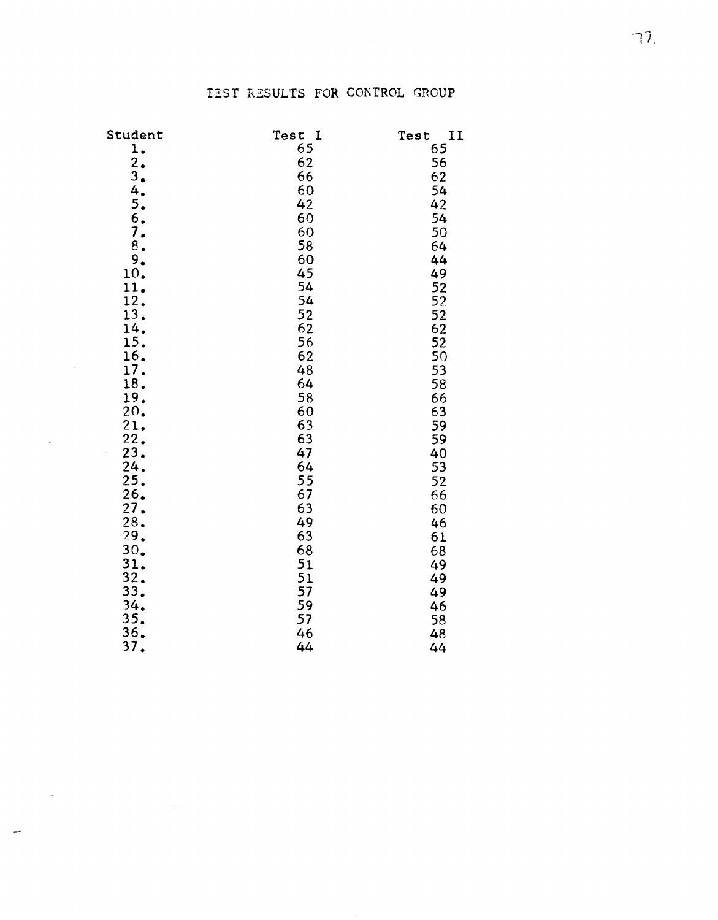# TEST RESULTS FOR CONTROL GROUP

| Student | Test I | Test II |
|---|---|---|
| 1. | 65 | 65 |
| 2. | 62 | 56 |
| 3. | 66 | 62 |
| 4. | 60 | 54 |
| 5. | 42 | 42 |
| 6. | 60 | 54 |
| 7. | 60 | 50 |
| 8. | 58 | 64 |
| 9. | 60 | 44 |
| 10. | 45 | 49 |
| 11. | 54 | 52 |
| 12. | 54 | 52 |
| 13. | 52 | 52 |
| 14. | 62 | 62 |
| 15. | 56 | 52 |
| 16. | 62 | 50 |
| 17. | 48 | 53 |
| 18. | 64 | 58 |
| 19. | 58 | 66 |
| 20. | 60 | 63 |
| 21. | 63 | 59 |
| 22. | 63 | 59 |
| 23. | 47 | 40 |
| 24. | 64 | 53 |
| 25. | 55 | 52 |
| 26. | 67 | 66 |
| 27. | 63 | 60 |
| 28. | 49 | 46 |
| 29. | 63 | 61 |
| 30. | 68 | 68 |
| 31. | 51 | 49 |
| 32. | 51 | 49 |
| 33. | 57 | 49 |
| 34. | 59 | 46 |
| 35. | 57 | 58 |
| 36. | 46 | 48 |
| 37. | 44 | 44 |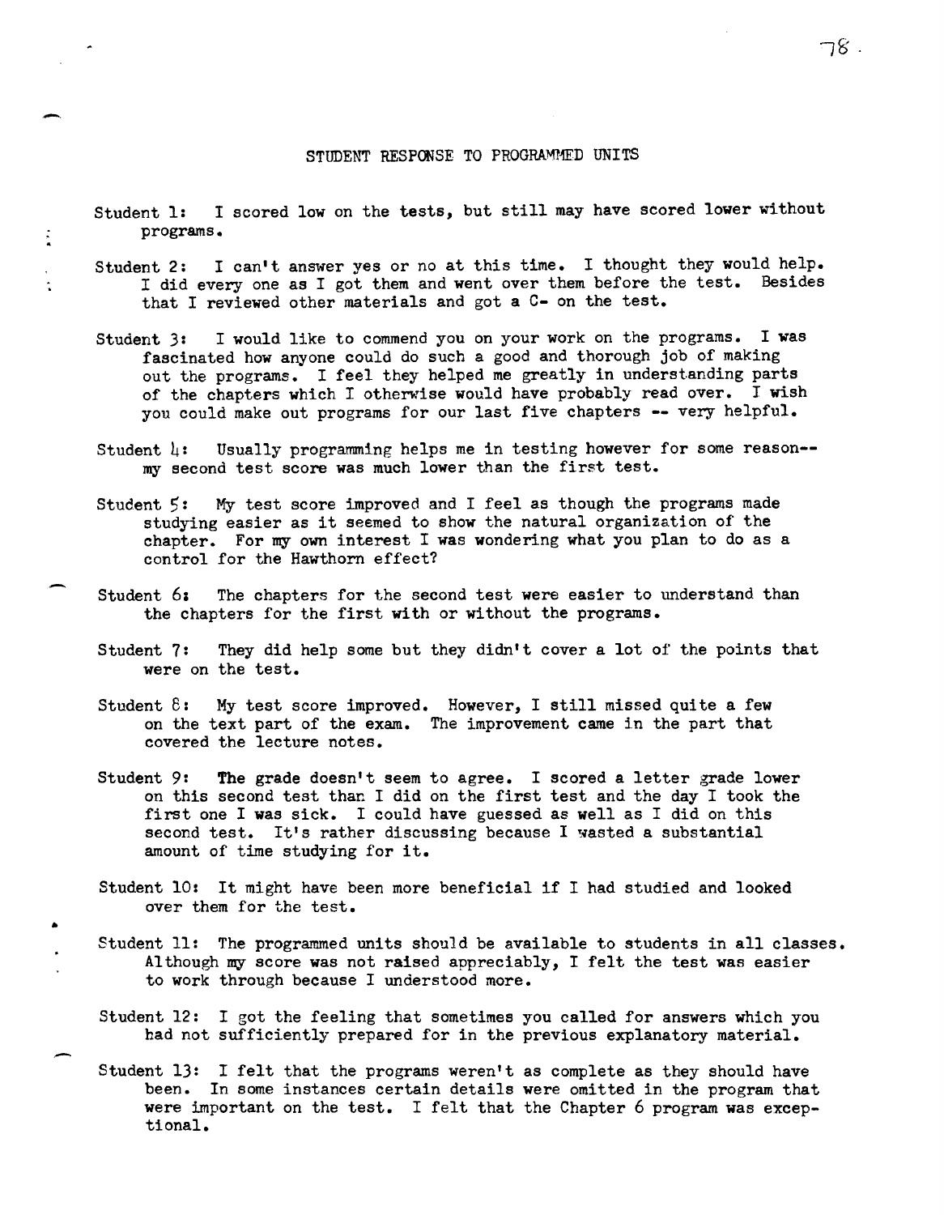## STUDENT RESPONSE TO PROGRAMMED UNITS

Student 1: I scored low on the tests, but still may have scored lower without programs.

Student 2: I can't answer yes or no at this time. I thought they would help. I did every one as I got them and went over them before the test. Besides that I reviewed other materials and got a C- on the test.

Student 3: I would like to commend you on your work on the programs. I was fascinated how anyone could do such a good and thorough job of making out the programs. I feel they helped me greatly in understanding parts of the chapters which I otherwise would have probably read over. I wish you could make out programs for our last five chapters -- very helpful.

Student 4: Usually programming helps me in testing however for some reason-- my second test score was much lower than the first test.

Student 5: My test score improved and I feel as though the programs made studying easier as it seemed to show the natural organization of the chapter. For my own interest I was wondering what you plan to do as a control for the Hawthorn effect?

Student 6: The chapters for the second test were easier to understand than the chapters for the first with or without the programs.

Student 7: They did help some but they didn't cover a lot of the points that were on the test.

Student 8: My test score improved. However, I still missed quite a few on the text part of the exam. The improvement came in the part that covered the lecture notes.

Student 9: The grade doesn't seem to agree. I scored a letter grade lower on this second test than I did on the first test and the day I took the first one I was sick. I could have guessed as well as I did on this second test. It's rather discussing because I wasted a substantial amount of time studying for it.

Student 10: It might have been more beneficial if I had studied and looked over them for the test.

Student 11: The programmed units should be available to students in all classes. Although my score was not raised appreciably, I felt the test was easier to work through because I understood more.

Student 12: I got the feeling that sometimes you called for answers which you had not sufficiently prepared for in the previous explanatory material.

Student 13: I felt that the programs weren't as complete as they should have been. In some instances certain details were omitted in the program that were important on the test. I felt that the Chapter 6 program was exceptional.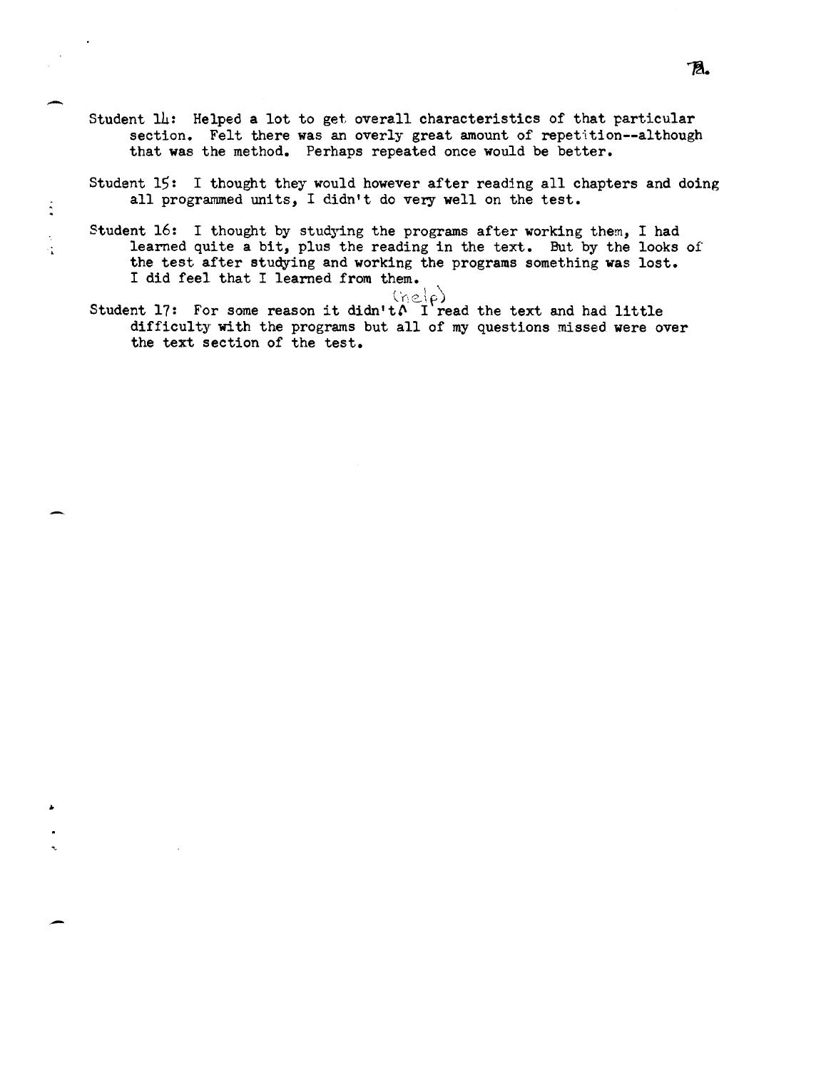Student 14: Helped a lot to get overall characteristics of that particular section. Felt there was an overly great amount of repetition--although that was the method. Perhaps repeated once would be better.

Student 15: I thought they would however after reading all chapters and doing all programmed units, I didn't do very well on the test.

Student 16: I thought by studying the programs after working them, I had learned quite a bit, plus the reading in the text. But by the looks of the test after studying and working the programs something was lost. I did feel that I learned from them.

Student 17: For some reason it didn't (help) I read the text and had little difficulty with the programs but all of my questions missed were over the text section of the test.